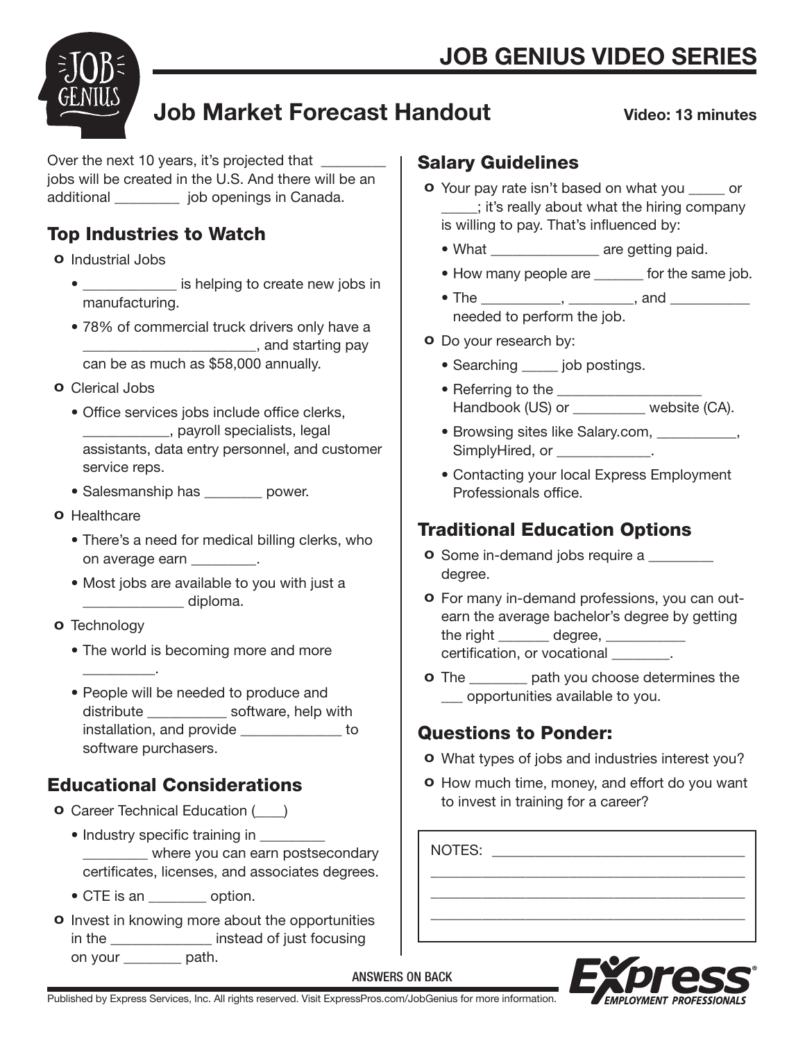# Job Market Forecast Handout

JOB GENIUS VIDEO SERIES

Video: 13 minutes

Over the next 10 years, it's projected that ________ jobs will be created in the U.S. And there will be an additional _________ job openings in Canada.

## Top Industries to Watch

- Industrial Jobs
  - ____________ is helping to create new jobs in manufacturing.
  - 78% of commercial truck drivers only have a _______________________, and starting pay can be as much as $58,000 annually.
- Clerical Jobs
  - Office services jobs include office clerks, ___________, payroll specialists, legal assistants, data entry personnel, and customer service reps.
  - Salesmanship has ________ power.
- Healthcare
  - There's a need for medical billing clerks, who on average earn _________.
  - Most jobs are available to you with just a ______________ diploma.
- Technology
  - The world is becoming more and more __________.
  - People will be needed to produce and distribute ___________ software, help with installation, and provide ______________ to software purchasers.

## Educational Considerations

- Career Technical Education (____)
  - Industry specific training in _________ _________ where you can earn postsecondary certificates, licenses, and associates degrees.
  - CTE is an ________ option.
- Invest in knowing more about the opportunities in the ______________ instead of just focusing on your ________ path.

## Salary Guidelines

- Your pay rate isn't based on what you _____ or _____; it's really about what the hiring company is willing to pay. That's influenced by:
  - What ______________ are getting paid.
  - How many people are _______ for the same job.
  - The ___________, _________, and ___________ needed to perform the job.
- Do your research by:
  - Searching _____ job postings.
  - Referring to the ___________________ Handbook (US) or __________ website (CA).
  - Browsing sites like Salary.com, ___________, SimplyHired, or _____________.
  - Contacting your local Express Employment Professionals office.

## Traditional Education Options

- Some in-demand jobs require a _________ degree.
- For many in-demand professions, you can out-earn the average bachelor's degree by getting the right _______ degree, ___________ certification, or vocational ________.
- The ________ path you choose determines the ___ opportunities available to you.

## Questions to Ponder:

- What types of jobs and industries interest you?
- How much time, money, and effort do you want to invest in training for a career?

NOTES: ___________________________________

___________________________________________

___________________________________________

___________________________________________

ANSWERS ON BACK

Published by Express Services, Inc. All rights reserved. Visit ExpressPros.com/JobGenius for more information.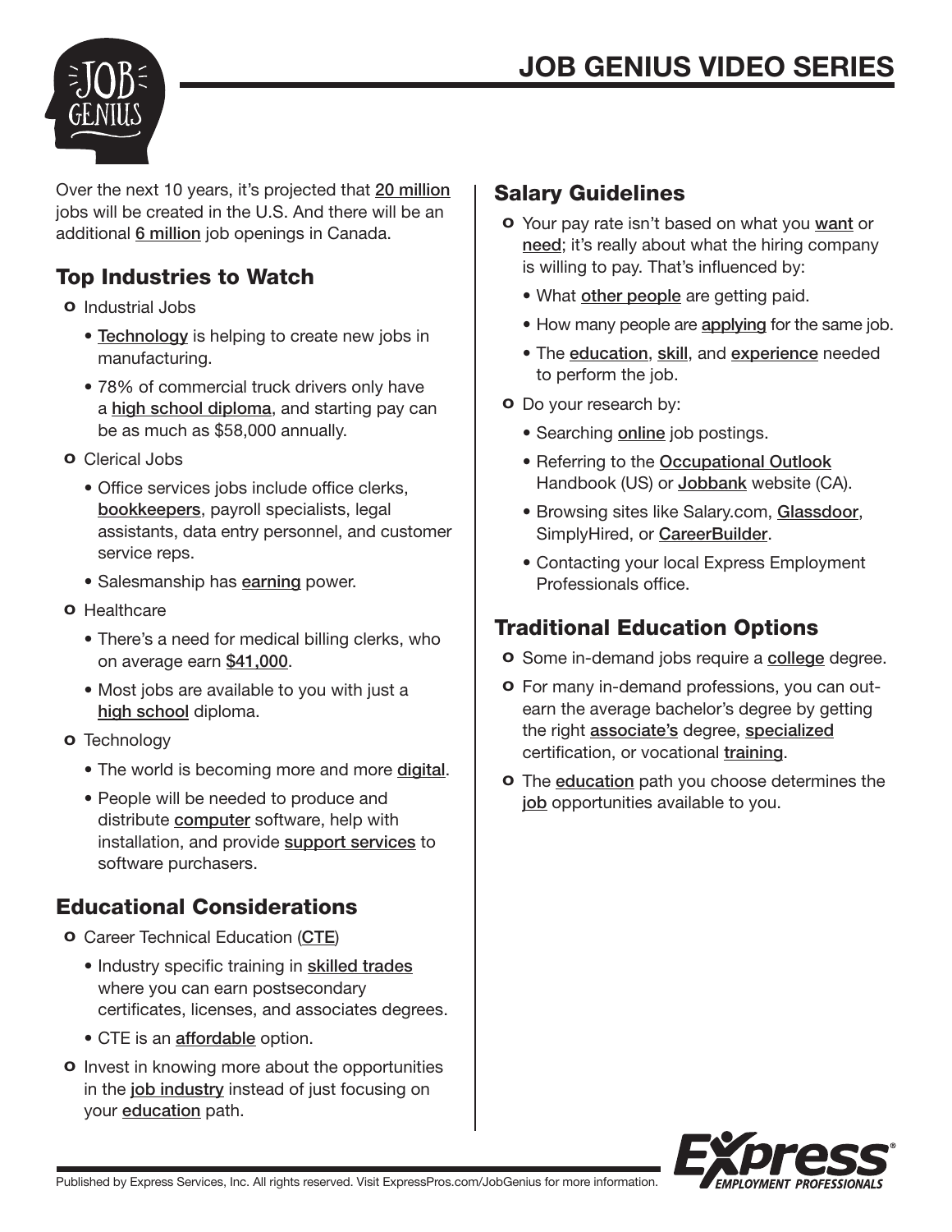# JOB GENIUS VIDEO SERIES

Over the next 10 years, it's projected that 20 million jobs will be created in the U.S. And there will be an additional 6 million job openings in Canada.

## Top Industries to Watch

- Industrial Jobs
  - Technology is helping to create new jobs in manufacturing.
  - 78% of commercial truck drivers only have a high school diploma, and starting pay can be as much as $58,000 annually.
- Clerical Jobs
  - Office services jobs include office clerks, bookkeepers, payroll specialists, legal assistants, data entry personnel, and customer service reps.
  - Salesmanship has earning power.
- Healthcare
  - There's a need for medical billing clerks, who on average earn $41,000.
  - Most jobs are available to you with just a high school diploma.
- Technology
  - The world is becoming more and more digital.
  - People will be needed to produce and distribute computer software, help with installation, and provide support services to software purchasers.

## Educational Considerations

- Career Technical Education (CTE)
  - Industry specific training in skilled trades where you can earn postsecondary certificates, licenses, and associates degrees.
  - CTE is an affordable option.
- Invest in knowing more about the opportunities in the job industry instead of just focusing on your education path.

## Salary Guidelines

- Your pay rate isn't based on what you want or need; it's really about what the hiring company is willing to pay. That's influenced by:
  - What other people are getting paid.
  - How many people are applying for the same job.
  - The education, skill, and experience needed to perform the job.
- Do your research by:
  - Searching online job postings.
  - Referring to the Occupational Outlook Handbook (US) or Jobbank website (CA).
  - Browsing sites like Salary.com, Glassdoor, SimplyHired, or CareerBuilder.
  - Contacting your local Express Employment Professionals office.

## Traditional Education Options

- Some in-demand jobs require a college degree.
- For many in-demand professions, you can out-earn the average bachelor's degree by getting the right associate's degree, specialized certification, or vocational training.
- The education path you choose determines the job opportunities available to you.

Published by Express Services, Inc. All rights reserved. Visit ExpressPros.com/JobGenius for more information.